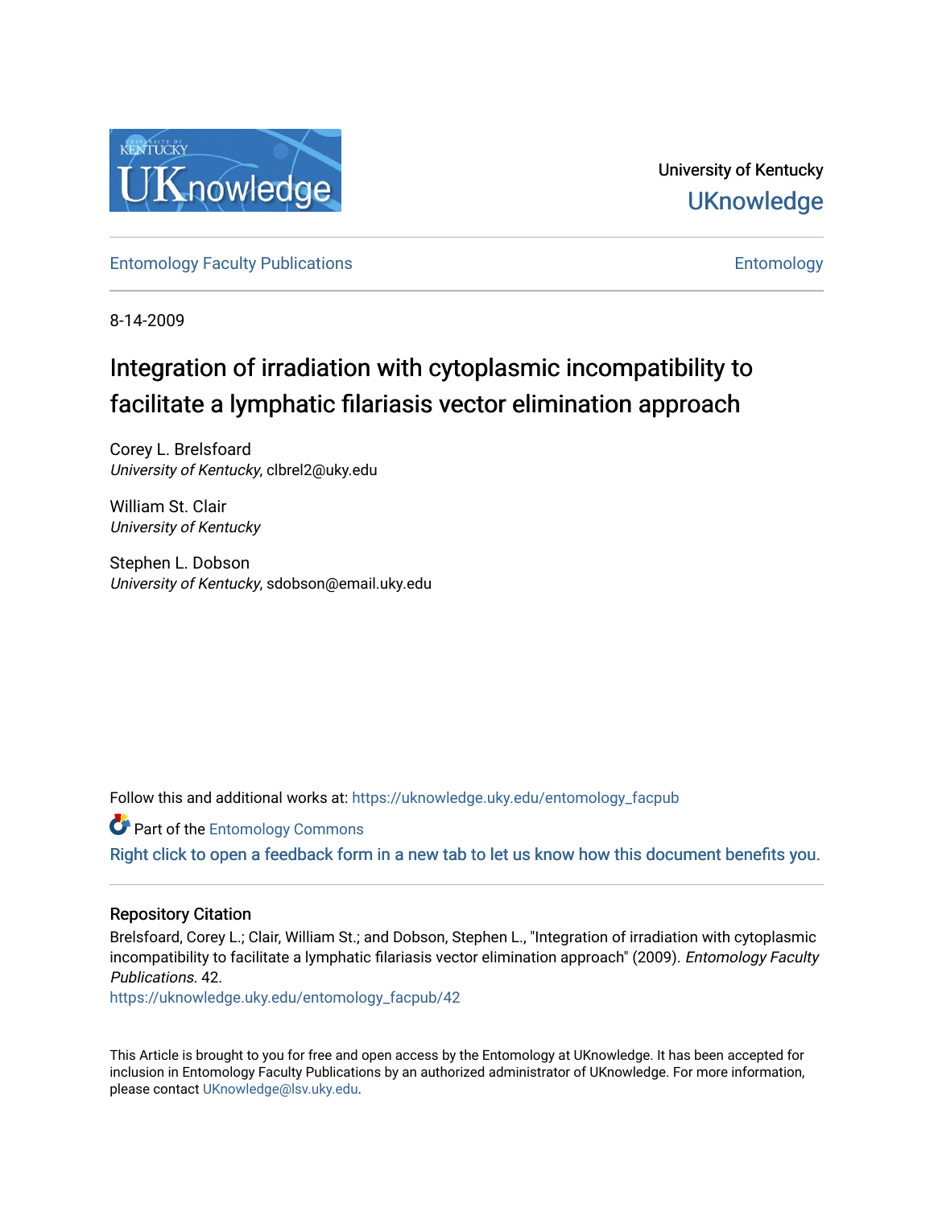University of Kentucky
UKnowledge

Entomology Faculty Publications | Entomology

8-14-2009

# Integration of irradiation with cytoplasmic incompatibility to facilitate a lymphatic filariasis vector elimination approach

Corey L. Brelsfoard
*University of Kentucky*, clbrel2@uky.edu

William St. Clair
*University of Kentucky*

Stephen L. Dobson
*University of Kentucky*, sdobson@email.uky.edu

Follow this and additional works at: https://uknowledge.uky.edu/entomology_facpub

Part of the Entomology Commons

Right click to open a feedback form in a new tab to let us know how this document benefits you.

## Repository Citation

Brelsfoard, Corey L.; Clair, William St.; and Dobson, Stephen L., "Integration of irradiation with cytoplasmic incompatibility to facilitate a lymphatic filariasis vector elimination approach" (2009). *Entomology Faculty Publications*. 42.
https://uknowledge.uky.edu/entomology_facpub/42

This Article is brought to you for free and open access by the Entomology at UKnowledge. It has been accepted for inclusion in Entomology Faculty Publications by an authorized administrator of UKnowledge. For more information, please contact UKnowledge@lsv.uky.edu.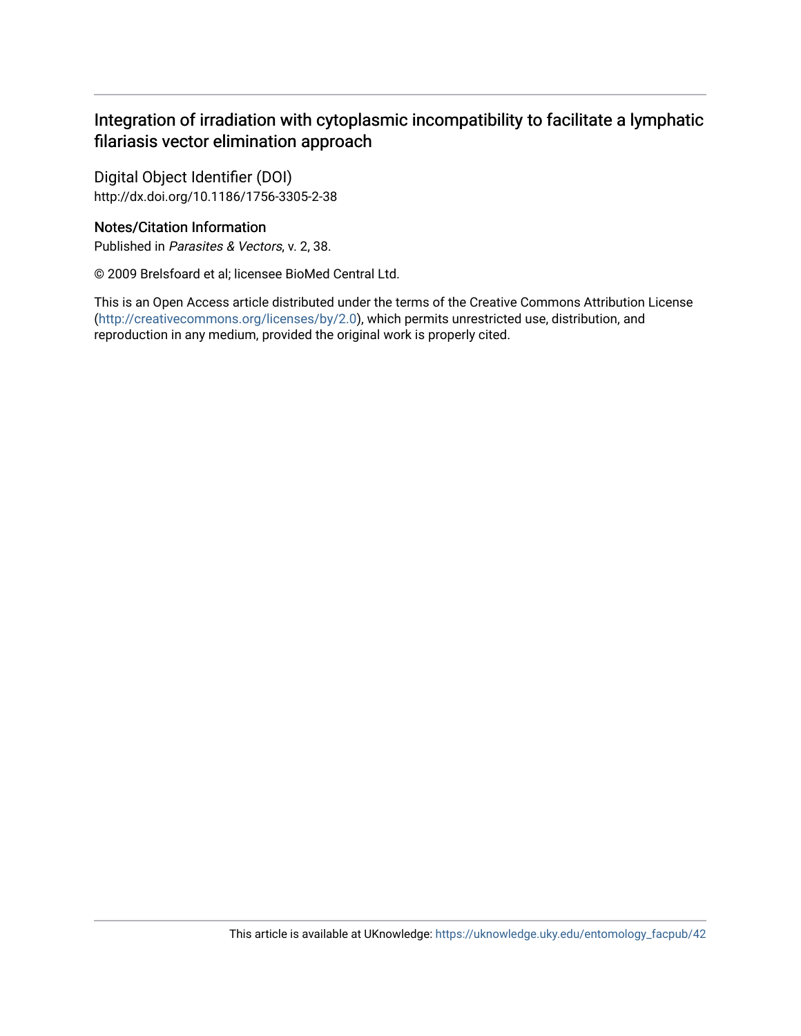# Integration of irradiation with cytoplasmic incompatibility to facilitate a lymphatic filariasis vector elimination approach

## Digital Object Identifier (DOI)

http://dx.doi.org/10.1186/1756-3305-2-38

## Notes/Citation Information

Published in *Parasites & Vectors*, v. 2, 38.

© 2009 Brelsfoard et al; licensee BioMed Central Ltd.

This is an Open Access article distributed under the terms of the Creative Commons Attribution License (http://creativecommons.org/licenses/by/2.0), which permits unrestricted use, distribution, and reproduction in any medium, provided the original work is properly cited.

This article is available at UKnowledge: https://uknowledge.uky.edu/entomology_facpub/42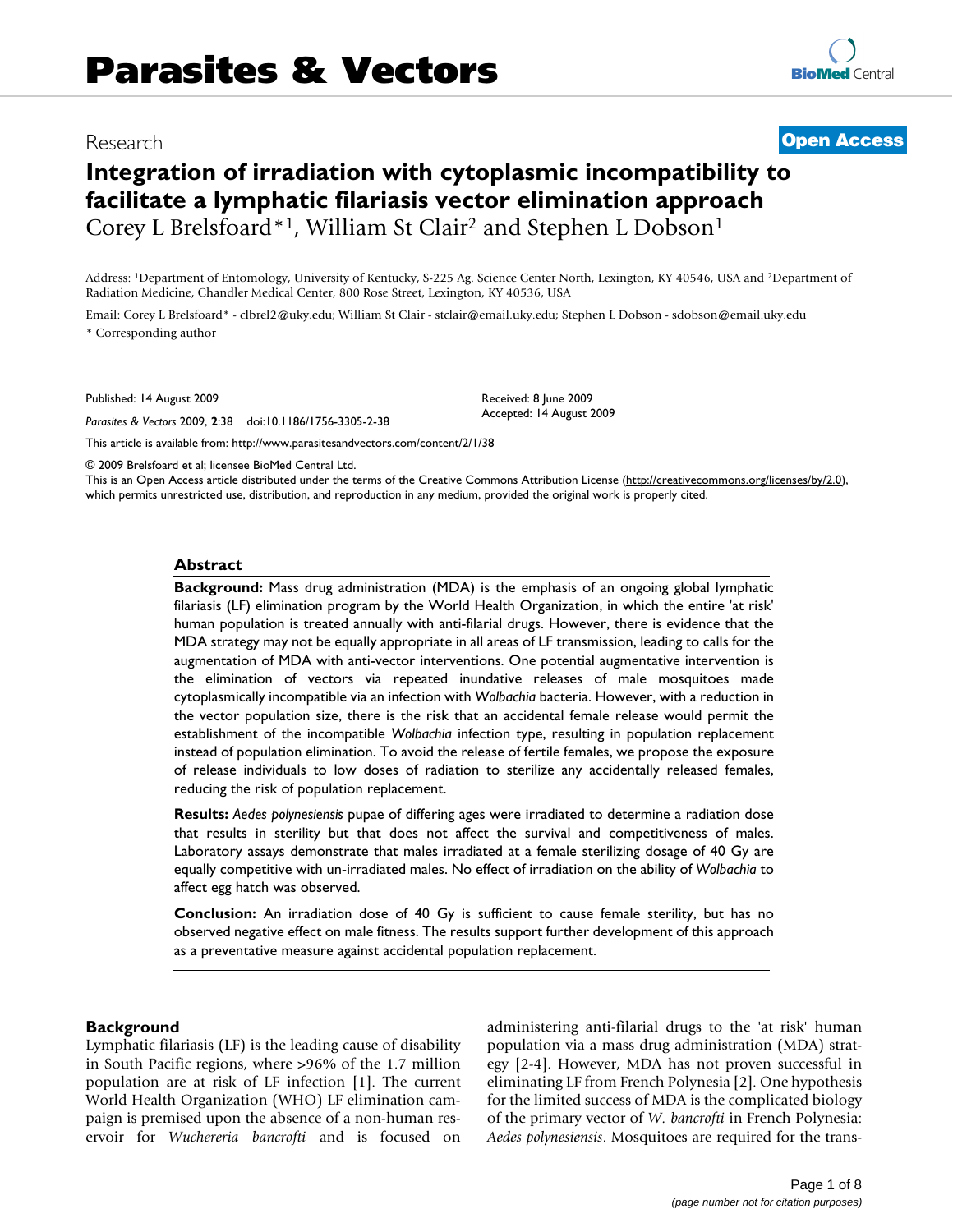# Parasites & Vectors

Research

**Open Access**

# Integration of irradiation with cytoplasmic incompatibility to facilitate a lymphatic filariasis vector elimination approach

Corey L Brelsfoard*[1], William St Clair[2] and Stephen L Dobson[1]

Address: [1]Department of Entomology, University of Kentucky, S-225 Ag. Science Center North, Lexington, KY 40546, USA and [2]Department of Radiation Medicine, Chandler Medical Center, 800 Rose Street, Lexington, KY 40536, USA

Email: Corey L Brelsfoard* - clbrel2@uky.edu; William St Clair - stclair@email.uky.edu; Stephen L Dobson - sdobson@email.uky.edu

\* Corresponding author

Published: 14 August 2009

*Parasites & Vectors* 2009, **2**:38 doi:10.1186/1756-3305-2-38

Received: 8 June 2009

Accepted: 14 August 2009

This article is available from: http://www.parasitesandvectors.com/content/2/1/38

© 2009 Brelsfoard et al; licensee BioMed Central Ltd.

This is an Open Access article distributed under the terms of the Creative Commons Attribution License (http://creativecommons.org/licenses/by/2.0), which permits unrestricted use, distribution, and reproduction in any medium, provided the original work is properly cited.

## Abstract

**Background:** Mass drug administration (MDA) is the emphasis of an ongoing global lymphatic filariasis (LF) elimination program by the World Health Organization, in which the entire 'at risk' human population is treated annually with anti-filarial drugs. However, there is evidence that the MDA strategy may not be equally appropriate in all areas of LF transmission, leading to calls for the augmentation of MDA with anti-vector interventions. One potential augmentative intervention is the elimination of vectors via repeated inundative releases of male mosquitoes made cytoplasmically incompatible via an infection with *Wolbachia* bacteria. However, with a reduction in the vector population size, there is the risk that an accidental female release would permit the establishment of the incompatible *Wolbachia* infection type, resulting in population replacement instead of population elimination. To avoid the release of fertile females, we propose the exposure of release individuals to low doses of radiation to sterilize any accidentally released females, reducing the risk of population replacement.

**Results:** *Aedes polynesiensis* pupae of differing ages were irradiated to determine a radiation dose that results in sterility but that does not affect the survival and competitiveness of males. Laboratory assays demonstrate that males irradiated at a female sterilizing dosage of 40 Gy are equally competitive with un-irradiated males. No effect of irradiation on the ability of *Wolbachia* to affect egg hatch was observed.

**Conclusion:** An irradiation dose of 40 Gy is sufficient to cause female sterility, but has no observed negative effect on male fitness. The results support further development of this approach as a preventative measure against accidental population replacement.

## Background

Lymphatic filariasis (LF) is the leading cause of disability in South Pacific regions, where >96% of the 1.7 million population are at risk of LF infection [1]. The current World Health Organization (WHO) LF elimination campaign is premised upon the absence of a non-human reservoir for *Wuchereria bancrofti* and is focused on administering anti-filarial drugs to the 'at risk' human population via a mass drug administration (MDA) strategy [2-4]. However, MDA has not proven successful in eliminating LF from French Polynesia [2]. One hypothesis for the limited success of MDA is the complicated biology of the primary vector of *W. bancrofti* in French Polynesia: *Aedes polynesiensis*. Mosquitoes are required for the trans-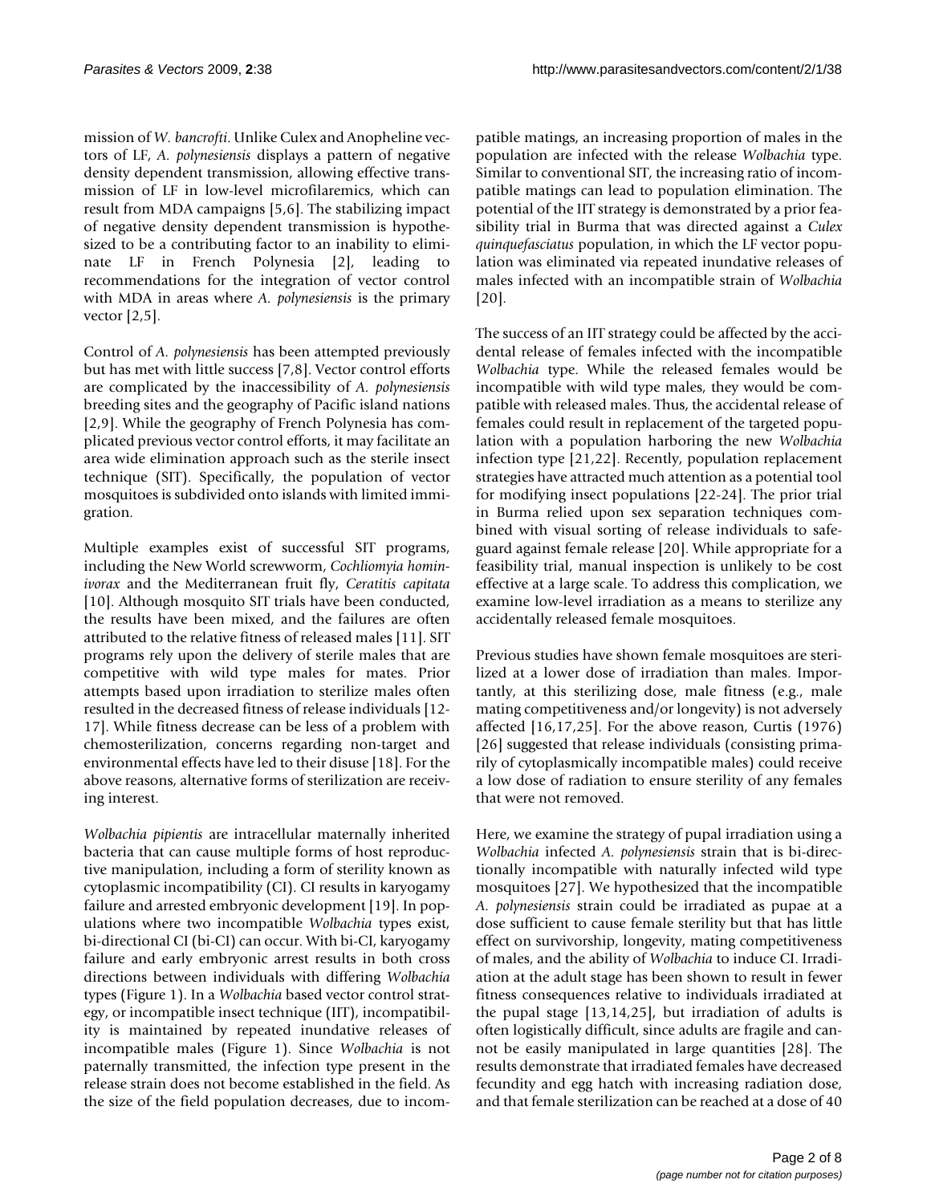mission of *W. bancrofti*. Unlike Culex and Anopheline vectors of LF, *A. polynesiensis* displays a pattern of negative density dependent transmission, allowing effective transmission of LF in low-level microfilaremics, which can result from MDA campaigns [5,6]. The stabilizing impact of negative density dependent transmission is hypothesized to be a contributing factor to an inability to eliminate LF in French Polynesia [2], leading to recommendations for the integration of vector control with MDA in areas where *A. polynesiensis* is the primary vector [2,5].

Control of *A. polynesiensis* has been attempted previously but has met with little success [7,8]. Vector control efforts are complicated by the inaccessibility of *A. polynesiensis* breeding sites and the geography of Pacific island nations [2,9]. While the geography of French Polynesia has complicated previous vector control efforts, it may facilitate an area wide elimination approach such as the sterile insect technique (SIT). Specifically, the population of vector mosquitoes is subdivided onto islands with limited immigration.

Multiple examples exist of successful SIT programs, including the New World screwworm, *Cochliomyia hominivorax* and the Mediterranean fruit fly, *Ceratitis capitata* [10]. Although mosquito SIT trials have been conducted, the results have been mixed, and the failures are often attributed to the relative fitness of released males [11]. SIT programs rely upon the delivery of sterile males that are competitive with wild type males for mates. Prior attempts based upon irradiation to sterilize males often resulted in the decreased fitness of release individuals [12-17]. While fitness decrease can be less of a problem with chemosterilization, concerns regarding non-target and environmental effects have led to their disuse [18]. For the above reasons, alternative forms of sterilization are receiving interest.

*Wolbachia pipientis* are intracellular maternally inherited bacteria that can cause multiple forms of host reproductive manipulation, including a form of sterility known as cytoplasmic incompatibility (CI). CI results in karyogamy failure and arrested embryonic development [19]. In populations where two incompatible *Wolbachia* types exist, bi-directional CI (bi-CI) can occur. With bi-CI, karyogamy failure and early embryonic arrest results in both cross directions between individuals with differing *Wolbachia* types (Figure 1). In a *Wolbachia* based vector control strategy, or incompatible insect technique (IIT), incompatibility is maintained by repeated inundative releases of incompatible males (Figure 1). Since *Wolbachia* is not paternally transmitted, the infection type present in the release strain does not become established in the field. As the size of the field population decreases, due to incompatible matings, an increasing proportion of males in the population are infected with the release *Wolbachia* type. Similar to conventional SIT, the increasing ratio of incompatible matings can lead to population elimination. The potential of the IIT strategy is demonstrated by a prior feasibility trial in Burma that was directed against a *Culex quinquefasciatus* population, in which the LF vector population was eliminated via repeated inundative releases of males infected with an incompatible strain of *Wolbachia* [20].

The success of an IIT strategy could be affected by the accidental release of females infected with the incompatible *Wolbachia* type. While the released females would be incompatible with wild type males, they would be compatible with released males. Thus, the accidental release of females could result in replacement of the targeted population with a population harboring the new *Wolbachia* infection type [21,22]. Recently, population replacement strategies have attracted much attention as a potential tool for modifying insect populations [22-24]. The prior trial in Burma relied upon sex separation techniques combined with visual sorting of release individuals to safeguard against female release [20]. While appropriate for a feasibility trial, manual inspection is unlikely to be cost effective at a large scale. To address this complication, we examine low-level irradiation as a means to sterilize any accidentally released female mosquitoes.

Previous studies have shown female mosquitoes are sterilized at a lower dose of irradiation than males. Importantly, at this sterilizing dose, male fitness (e.g., male mating competitiveness and/or longevity) is not adversely affected [16,17,25]. For the above reason, Curtis (1976) [26] suggested that release individuals (consisting primarily of cytoplasmically incompatible males) could receive a low dose of radiation to ensure sterility of any females that were not removed.

Here, we examine the strategy of pupal irradiation using a *Wolbachia* infected *A. polynesiensis* strain that is bi-directionally incompatible with naturally infected wild type mosquitoes [27]. We hypothesized that the incompatible *A. polynesiensis* strain could be irradiated as pupae at a dose sufficient to cause female sterility but that has little effect on survivorship, longevity, mating competitiveness of males, and the ability of *Wolbachia* to induce CI. Irradiation at the adult stage has been shown to result in fewer fitness consequences relative to individuals irradiated at the pupal stage [13,14,25], but irradiation of adults is often logistically difficult, since adults are fragile and cannot be easily manipulated in large quantities [28]. The results demonstrate that irradiated females have decreased fecundity and egg hatch with increasing radiation dose, and that female sterilization can be reached at a dose of 40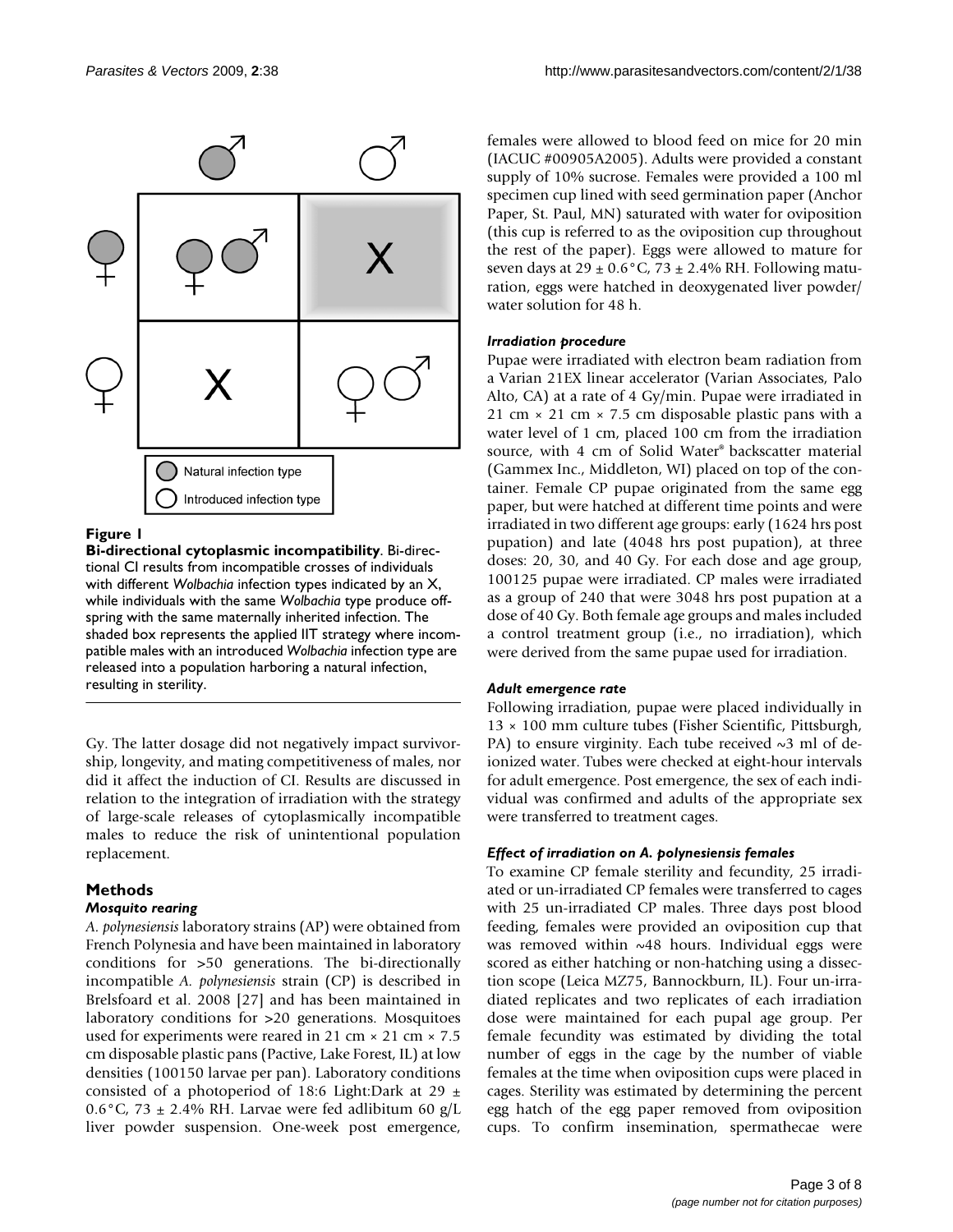**Figure 1**

**Bi-directional cytoplasmic incompatibility**. Bi-directional CI results from incompatible crosses of individuals with different *Wolbachia* infection types indicated by an X, while individuals with the same *Wolbachia* type produce offspring with the same maternally inherited infection. The shaded box represents the applied IIT strategy where incompatible males with an introduced *Wolbachia* infection type are released into a population harboring a natural infection, resulting in sterility.

Gy. The latter dosage did not negatively impact survivorship, longevity, and mating competitiveness of males, nor did it affect the induction of CI. Results are discussed in relation to the integration of irradiation with the strategy of large-scale releases of cytoplasmically incompatible males to reduce the risk of unintentional population replacement.

## Methods

### Mosquito rearing

*A. polynesiensis* laboratory strains (AP) were obtained from French Polynesia and have been maintained in laboratory conditions for >50 generations. The bi-directionally incompatible *A. polynesiensis* strain (CP) is described in Brelsfoard et al. 2008 [27] and has been maintained in laboratory conditions for >20 generations. Mosquitoes used for experiments were reared in 21 cm × 21 cm × 7.5 cm disposable plastic pans (Pactive, Lake Forest, IL) at low densities (100150 larvae per pan). Laboratory conditions consisted of a photoperiod of 18:6 Light:Dark at 29 ± 0.6°C, 73 ± 2.4% RH. Larvae were fed adlibitum 60 g/L liver powder suspension. One-week post emergence, females were allowed to blood feed on mice for 20 min (IACUC #00905A2005). Adults were provided a constant supply of 10% sucrose. Females were provided a 100 ml specimen cup lined with seed germination paper (Anchor Paper, St. Paul, MN) saturated with water for oviposition (this cup is referred to as the oviposition cup throughout the rest of the paper). Eggs were allowed to mature for seven days at 29 ± 0.6°C, 73 ± 2.4% RH. Following maturation, eggs were hatched in deoxygenated liver powder/water solution for 48 h.

### Irradiation procedure

Pupae were irradiated with electron beam radiation from a Varian 21EX linear accelerator (Varian Associates, Palo Alto, CA) at a rate of 4 Gy/min. Pupae were irradiated in 21 cm × 21 cm × 7.5 cm disposable plastic pans with a water level of 1 cm, placed 100 cm from the irradiation source, with 4 cm of Solid Water® backscatter material (Gammex Inc., Middleton, WI) placed on top of the container. Female CP pupae originated from the same egg paper, but were hatched at different time points and were irradiated in two different age groups: early (1624 hrs post pupation) and late (4048 hrs post pupation), at three doses: 20, 30, and 40 Gy. For each dose and age group, 100125 pupae were irradiated. CP males were irradiated as a group of 240 that were 3048 hrs post pupation at a dose of 40 Gy. Both female age groups and males included a control treatment group (i.e., no irradiation), which were derived from the same pupae used for irradiation.

### Adult emergence rate

Following irradiation, pupae were placed individually in 13 × 100 mm culture tubes (Fisher Scientific, Pittsburgh, PA) to ensure virginity. Each tube received ~3 ml of deionized water. Tubes were checked at eight-hour intervals for adult emergence. Post emergence, the sex of each individual was confirmed and adults of the appropriate sex were transferred to treatment cages.

### Effect of irradiation on *A. polynesiensis* females

To examine CP female sterility and fecundity, 25 irradiated or un-irradiated CP females were transferred to cages with 25 un-irradiated CP males. Three days post blood feeding, females were provided an oviposition cup that was removed within ~48 hours. Individual eggs were scored as either hatching or non-hatching using a dissection scope (Leica MZ75, Bannockburn, IL). Four un-irradiated replicates and two replicates of each irradiation dose were maintained for each pupal age group. Per female fecundity was estimated by dividing the total number of eggs in the cage by the number of viable females at the time when oviposition cups were placed in cages. Sterility was estimated by determining the percent egg hatch of the egg paper removed from oviposition cups. To confirm insemination, spermathecae were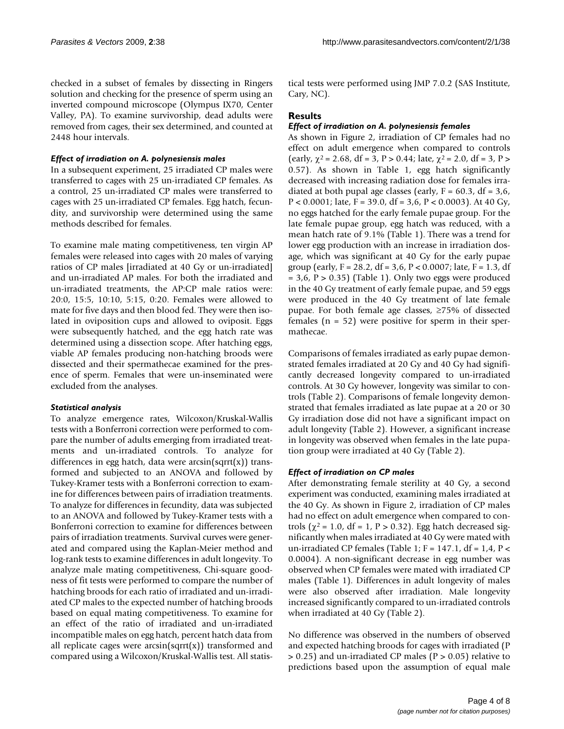checked in a subset of females by dissecting in Ringers solution and checking for the presence of sperm using an inverted compound microscope (Olympus IX70, Center Valley, PA). To examine survivorship, dead adults were removed from cages, their sex determined, and counted at 2448 hour intervals.

### *Effect of irradiation on A. polynesiensis males*

In a subsequent experiment, 25 irradiated CP males were transferred to cages with 25 un-irradiated CP females. As a control, 25 un-irradiated CP males were transferred to cages with 25 un-irradiated CP females. Egg hatch, fecundity, and survivorship were determined using the same methods described for females.

To examine male mating competitiveness, ten virgin AP females were released into cages with 20 males of varying ratios of CP males [irradiated at 40 Gy or un-irradiated] and un-irradiated AP males. For both the irradiated and un-irradiated treatments, the AP:CP male ratios were: 20:0, 15:5, 10:10, 5:15, 0:20. Females were allowed to mate for five days and then blood fed. They were then isolated in oviposition cups and allowed to oviposit. Eggs were subsequently hatched, and the egg hatch rate was determined using a dissection scope. After hatching eggs, viable AP females producing non-hatching broods were dissected and their spermathecae examined for the presence of sperm. Females that were un-inseminated were excluded from the analyses.

### *Statistical analysis*

To analyze emergence rates, Wilcoxon/Kruskal-Wallis tests with a Bonferroni correction were performed to compare the number of adults emerging from irradiated treatments and un-irradiated controls. To analyze for differences in egg hatch, data were arcsin(sqrrt(x)) transformed and subjected to an ANOVA and followed by Tukey-Kramer tests with a Bonferroni correction to examine for differences between pairs of irradiation treatments. To analyze for differences in fecundity, data was subjected to an ANOVA and followed by Tukey-Kramer tests with a Bonferroni correction to examine for differences between pairs of irradiation treatments. Survival curves were generated and compared using the Kaplan-Meier method and log-rank tests to examine differences in adult longevity. To analyze male mating competitiveness, Chi-square goodness of fit tests were performed to compare the number of hatching broods for each ratio of irradiated and un-irradiated CP males to the expected number of hatching broods based on equal mating competitiveness. To examine for an effect of the ratio of irradiated and un-irradiated incompatible males on egg hatch, percent hatch data from all replicate cages were arcsin(sqrrt(x)) transformed and compared using a Wilcoxon/Kruskal-Wallis test. All statistical tests were performed using JMP 7.0.2 (SAS Institute, Cary, NC).

## Results

### *Effect of irradiation on A. polynesiensis females*

As shown in Figure 2, irradiation of CP females had no effect on adult emergence when compared to controls (early, $\chi^2 = 2.68$, df = 3, $P > 0.44$; late, $\chi^2 = 2.0$, df = 3, $P > 0.57$). As shown in Table 1, egg hatch significantly decreased with increasing radiation dose for females irradiated at both pupal age classes (early, $F = 60.3$, df = 3,6, $P < 0.0001$; late, $F = 39.0$, df = 3,6, $P < 0.0003$). At 40 Gy, no eggs hatched for the early female pupae group. For the late female pupae group, egg hatch was reduced, with a mean hatch rate of 9.1% (Table 1). There was a trend for lower egg production with an increase in irradiation dosage, which was significant at 40 Gy for the early pupae group (early, $F = 28.2$, df = 3,6, $P < 0.0007$; late, $F = 1.3$, df = 3,6, $P > 0.35$) (Table 1). Only two eggs were produced in the 40 Gy treatment of early female pupae, and 59 eggs were produced in the 40 Gy treatment of late female pupae. For both female age classes, ≥75% of dissected females (n = 52) were positive for sperm in their spermathecae.

Comparisons of females irradiated as early pupae demonstrated females irradiated at 20 Gy and 40 Gy had significantly decreased longevity compared to un-irradiated controls. At 30 Gy however, longevity was similar to controls (Table 2). Comparisons of female longevity demonstrated that females irradiated as late pupae at a 20 or 30 Gy irradiation dose did not have a significant impact on adult longevity (Table 2). However, a significant increase in longevity was observed when females in the late pupation group were irradiated at 40 Gy (Table 2).

### *Effect of irradiation on CP males*

After demonstrating female sterility at 40 Gy, a second experiment was conducted, examining males irradiated at the 40 Gy. As shown in Figure 2, irradiation of CP males had no effect on adult emergence when compared to controls ($\chi^2 = 1.0$, df = 1, $P > 0.32$). Egg hatch decreased significantly when males irradiated at 40 Gy were mated with un-irradiated CP females (Table 1; $F = 147.1$, df = 1,4, $P < 0.0004$). A non-significant decrease in egg number was observed when CP females were mated with irradiated CP males (Table 1). Differences in adult longevity of males were also observed after irradiation. Male longevity increased significantly compared to un-irradiated controls when irradiated at 40 Gy (Table 2).

No difference was observed in the numbers of observed and expected hatching broods for cages with irradiated ($P > 0.25$) and un-irradiated CP males ($P > 0.05$) relative to predictions based upon the assumption of equal male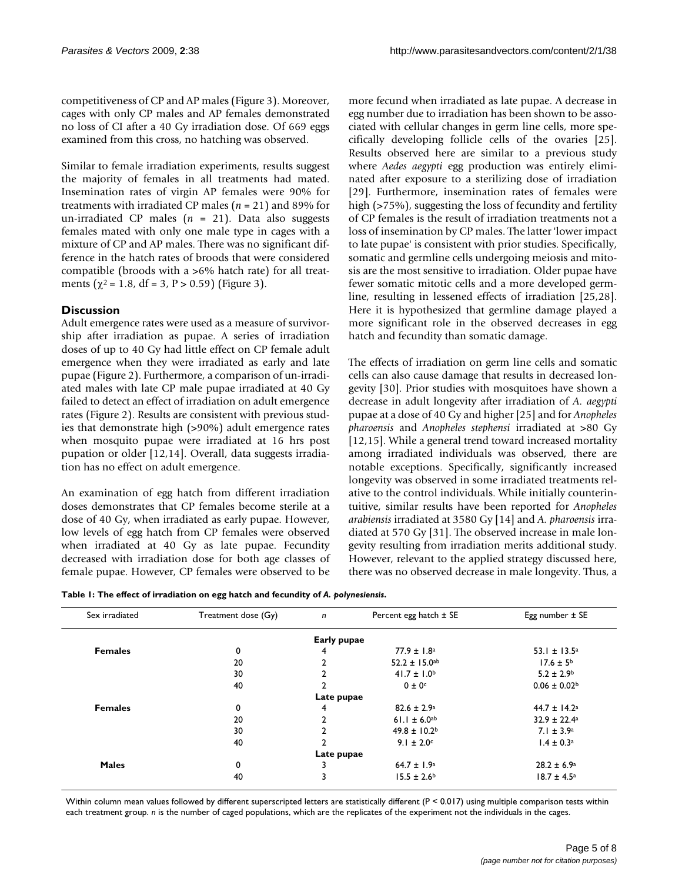competitiveness of CP and AP males (Figure 3). Moreover, cages with only CP males and AP females demonstrated no loss of CI after a 40 Gy irradiation dose. Of 669 eggs examined from this cross, no hatching was observed.

Similar to female irradiation experiments, results suggest the majority of females in all treatments had mated. Insemination rates of virgin AP females were 90% for treatments with irradiated CP males ($n$ = 21) and 89% for un-irradiated CP males ($n$ = 21). Data also suggests females mated with only one male type in cages with a mixture of CP and AP males. There was no significant difference in the hatch rates of broods that were considered compatible (broods with a >6% hatch rate) for all treatments ($\chi^2$ = 1.8, df = 3, P > 0.59) (Figure 3).

## Discussion

Adult emergence rates were used as a measure of survivorship after irradiation as pupae. A series of irradiation doses of up to 40 Gy had little effect on CP female adult emergence when they were irradiated as early and late pupae (Figure 2). Furthermore, a comparison of un-irradiated males with late CP male pupae irradiated at 40 Gy failed to detect an effect of irradiation on adult emergence rates (Figure 2). Results are consistent with previous studies that demonstrate high (>90%) adult emergence rates when mosquito pupae were irradiated at 16 hrs post pupation or older [12,14]. Overall, data suggests irradiation has no effect on adult emergence.

An examination of egg hatch from different irradiation doses demonstrates that CP females become sterile at a dose of 40 Gy, when irradiated as early pupae. However, low levels of egg hatch from CP females were observed when irradiated at 40 Gy as late pupae. Fecundity decreased with irradiation dose for both age classes of female pupae. However, CP females were observed to be more fecund when irradiated as late pupae. A decrease in egg number due to irradiation has been shown to be associated with cellular changes in germ line cells, more specifically developing follicle cells of the ovaries [25]. Results observed here are similar to a previous study where *Aedes aegypti* egg production was entirely eliminated after exposure to a sterilizing dose of irradiation [29]. Furthermore, insemination rates of females were high (>75%), suggesting the loss of fecundity and fertility of CP females is the result of irradiation treatments not a loss of insemination by CP males. The latter 'lower impact to late pupae' is consistent with prior studies. Specifically, somatic and germline cells undergoing meiosis and mitosis are the most sensitive to irradiation. Older pupae have fewer somatic mitotic cells and a more developed germline, resulting in lessened effects of irradiation [25,28]. Here it is hypothesized that germline damage played a more significant role in the observed decreases in egg hatch and fecundity than somatic damage.

The effects of irradiation on germ line cells and somatic cells can also cause damage that results in decreased longevity [30]. Prior studies with mosquitoes have shown a decrease in adult longevity after irradiation of *A. aegypti* pupae at a dose of 40 Gy and higher [25] and for *Anopheles pharoensis* and *Anopheles stephensi* irradiated at >80 Gy [12,15]. While a general trend toward increased mortality among irradiated individuals was observed, there are notable exceptions. Specifically, significantly increased longevity was observed in some irradiated treatments relative to the control individuals. While initially counterintuitive, similar results have been reported for *Anopheles arabiensis* irradiated at 3580 Gy [14] and *A. pharoensis* irradiated at 570 Gy [31]. The observed increase in male longevity resulting from irradiation merits additional study. However, relevant to the applied strategy discussed here, there was no observed decrease in male longevity. Thus, a

**Table 1: The effect of irradiation on egg hatch and fecundity of *A. polynesiensis*.**

| Sex irradiated | Treatment dose (Gy) | $n$ | Percent egg hatch ± SE | Egg number ± SE |
|---|---|---|---|---|
| | | **Early pupae** | | |
| **Females** | 0 | 4 | 77.9 ± 1.8[a] | 53.1 ± 13.5[a] |
| | 20 | 2 | 52.2 ± 15.0[ab] | 17.6 ± 5[b] |
| | 30 | 2 | 41.7 ± 1.0[b] | 5.2 ± 2.9[b] |
| | 40 | 2 | 0 ± 0[c] | 0.06 ± 0.02[b] |
| | | **Late pupae** | | |
| **Females** | 0 | 4 | 82.6 ± 2.9[a] | 44.7 ± 14.2[a] |
| | 20 | 2 | 61.1 ± 6.0[ab] | 32.9 ± 22.4[a] |
| | 30 | 2 | 49.8 ± 10.2[b] | 7.1 ± 3.9[a] |
| | 40 | 2 | 9.1 ± 2.0[c] | 1.4 ± 0.3[a] |
| | | **Late pupae** | | |
| **Males** | 0 | 3 | 64.7 ± 1.9[a] | 28.2 ± 6.9[a] |
| | 40 | 3 | 15.5 ± 2.6[b] | 18.7 ± 4.5[a] |

Within column mean values followed by different superscripted letters are statistically different (P < 0.017) using multiple comparison tests within each treatment group. $n$ is the number of caged populations, which are the replicates of the experiment not the individuals in the cages.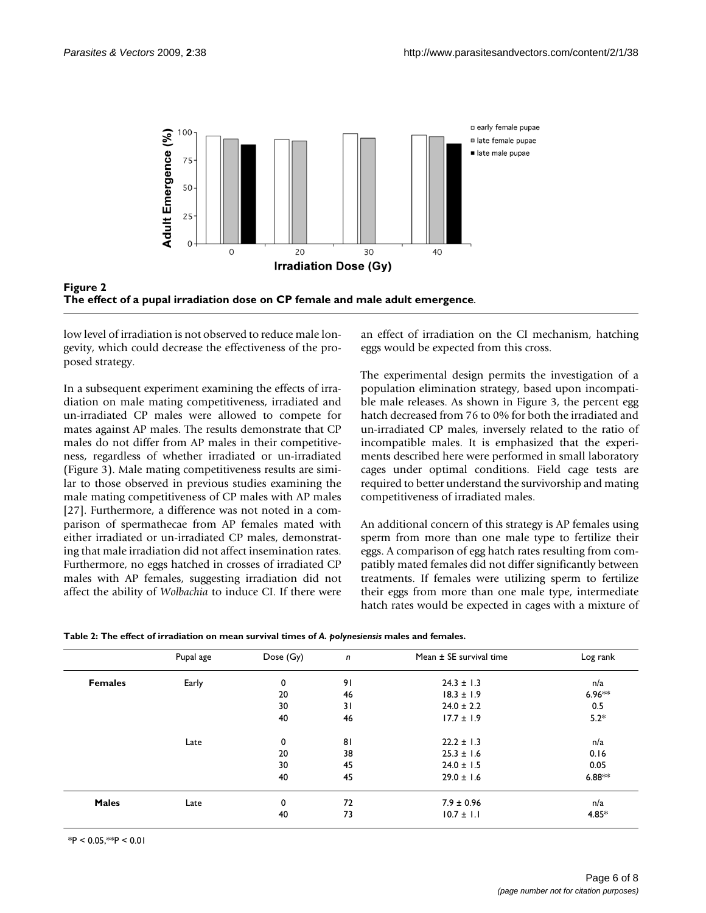**Figure 2**
**The effect of a pupal irradiation dose on CP female and male adult emergence**.

low level of irradiation is not observed to reduce male longevity, which could decrease the effectiveness of the proposed strategy.

In a subsequent experiment examining the effects of irradiation on male mating competitiveness, irradiated and un-irradiated CP males were allowed to compete for mates against AP males. The results demonstrate that CP males do not differ from AP males in their competitiveness, regardless of whether irradiated or un-irradiated (Figure 3). Male mating competitiveness results are similar to those observed in previous studies examining the male mating competitiveness of CP males with AP males [27]. Furthermore, a difference was not noted in a comparison of spermathecae from AP females mated with either irradiated or un-irradiated CP males, demonstrating that male irradiation did not affect insemination rates. Furthermore, no eggs hatched in crosses of irradiated CP males with AP females, suggesting irradiation did not affect the ability of *Wolbachia* to induce CI. If there were an effect of irradiation on the CI mechanism, hatching eggs would be expected from this cross.

The experimental design permits the investigation of a population elimination strategy, based upon incompatible male releases. As shown in Figure 3, the percent egg hatch decreased from 76 to 0% for both the irradiated and un-irradiated CP males, inversely related to the ratio of incompatible males. It is emphasized that the experiments described here were performed in small laboratory cages under optimal conditions. Field cage tests are required to better understand the survivorship and mating competitiveness of irradiated males.

An additional concern of this strategy is AP females using sperm from more than one male type to fertilize their eggs. A comparison of egg hatch rates resulting from compatibly mated females did not differ significantly between treatments. If females were utilizing sperm to fertilize their eggs from more than one male type, intermediate hatch rates would be expected in cages with a mixture of

**Table 2: The effect of irradiation on mean survival times of *A. polynesiensis* males and females.**

| | Pupal age | Dose (Gy) | n | Mean ± SE survival time | Log rank |
|---|---|---|---|---|---|
| **Females** | Early | 0 | 91 | 24.3 ± 1.3 | n/a |
| | | 20 | 46 | 18.3 ± 1.9 | 6.96** |
| | | 30 | 31 | 24.0 ± 2.2 | 0.5 |
| | | 40 | 46 | 17.7 ± 1.9 | 5.2* |
| | Late | 0 | 81 | 22.2 ± 1.3 | n/a |
| | | 20 | 38 | 25.3 ± 1.6 | 0.16 |
| | | 30 | 45 | 24.0 ± 1.5 | 0.05 |
| | | 40 | 45 | 29.0 ± 1.6 | 6.88** |
| **Males** | Late | 0 | 72 | 7.9 ± 0.96 | n/a |
| | | 40 | 73 | 10.7 ± 1.1 | 4.85* |

*P < 0.05, **P < 0.01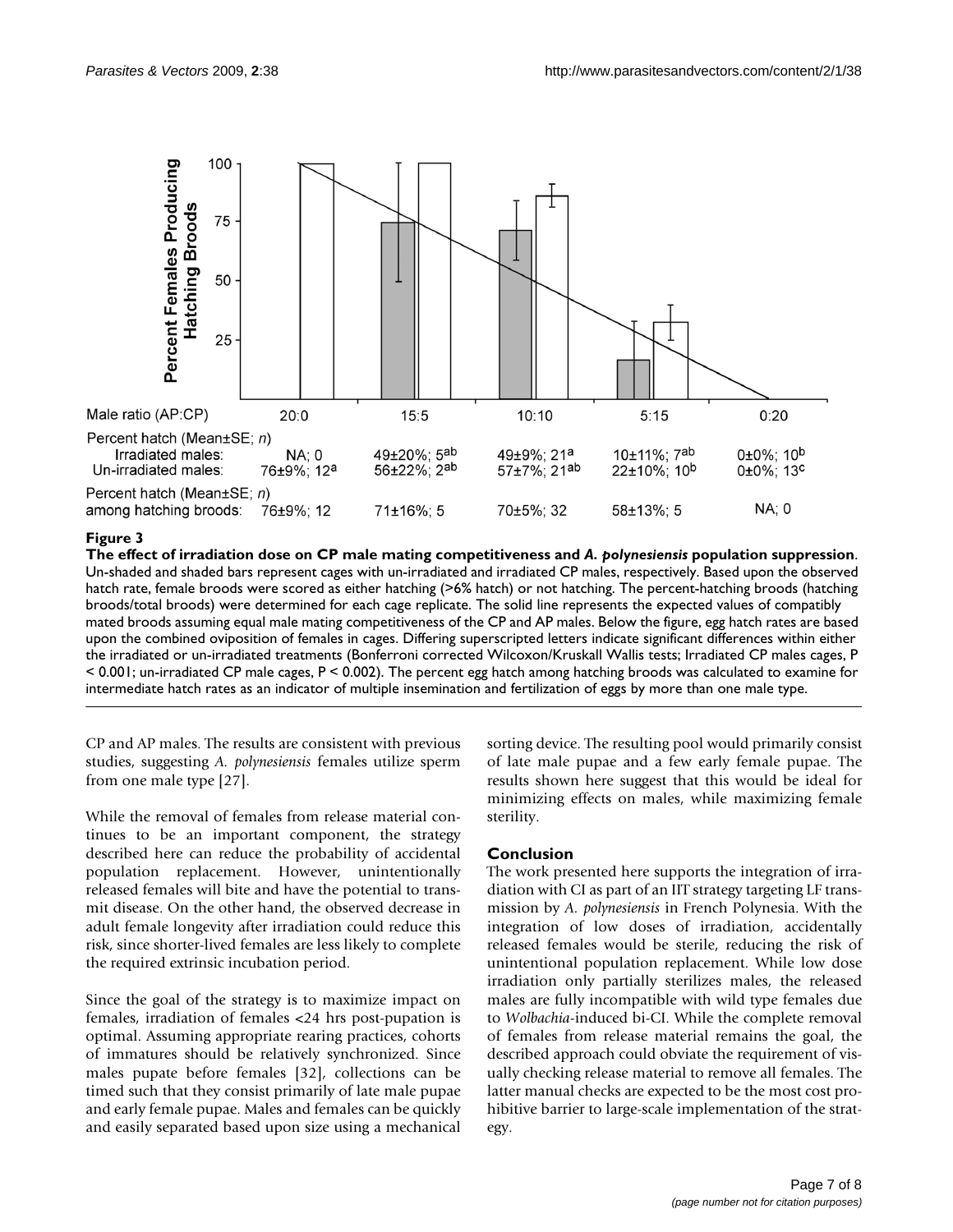| Male ratio (AP:CP) | 20:0 | 15:5 | 10:10 | 5:15 | 0:20 |
|---|---|---|---|---|---|
| Percent hatch (Mean±SE; *n*) | | | | | |
| Irradiated males: | NA; 0 | 49±20%; 5[ab] | 49±9%; 21[a] | 10±11%; 7[ab] | 0±0%; 10[b] |
| Un-irradiated males: | 76±9%; 12[a] | 56±22%; 2[ab] | 57±7%; 21[ab] | 22±10%; 10[b] | 0±0%; 13[c] |
| Percent hatch (Mean±SE; *n*) among hatching broods: | 76±9%; 12 | 71±16%; 5 | 70±5%; 32 | 58±13%; 5 | NA; 0 |

**Figure 3**

**The effect of irradiation dose on CP male mating competitiveness and *A. polynesiensis* population suppression**. Un-shaded and shaded bars represent cages with un-irradiated and irradiated CP males, respectively. Based upon the observed hatch rate, female broods were scored as either hatching (>6% hatch) or not hatching. The percent-hatching broods (hatching broods/total broods) were determined for each cage replicate. The solid line represents the expected values of compatibly mated broods assuming equal male mating competitiveness of the CP and AP males. Below the figure, egg hatch rates are based upon the combined oviposition of females in cages. Differing superscripted letters indicate significant differences within either the irradiated or un-irradiated treatments (Bonferroni corrected Wilcoxon/Kruskall Wallis tests; Irradiated CP males cages, $P < 0.001$; un-irradiated CP male cages, $P < 0.002$). The percent egg hatch among hatching broods was calculated to examine for intermediate hatch rates as an indicator of multiple insemination and fertilization of eggs by more than one male type.

CP and AP males. The results are consistent with previous studies, suggesting *A. polynesiensis* females utilize sperm from one male type [27].

While the removal of females from release material continues to be an important component, the strategy described here can reduce the probability of accidental population replacement. However, unintentionally released females will bite and have the potential to transmit disease. On the other hand, the observed decrease in adult female longevity after irradiation could reduce this risk, since shorter-lived females are less likely to complete the required extrinsic incubation period.

Since the goal of the strategy is to maximize impact on females, irradiation of females <24 hrs post-pupation is optimal. Assuming appropriate rearing practices, cohorts of immatures should be relatively synchronized. Since males pupate before females [32], collections can be timed such that they consist primarily of late male pupae and early female pupae. Males and females can be quickly and easily separated based upon size using a mechanical sorting device. The resulting pool would primarily consist of late male pupae and a few early female pupae. The results shown here suggest that this would be ideal for minimizing effects on males, while maximizing female sterility.

## Conclusion

The work presented here supports the integration of irradiation with CI as part of an IIT strategy targeting LF transmission by *A. polynesiensis* in French Polynesia. With the integration of low doses of irradiation, accidentally released females would be sterile, reducing the risk of unintentional population replacement. While low dose irradiation only partially sterilizes males, the released males are fully incompatible with wild type females due to *Wolbachia*-induced bi-CI. While the complete removal of females from release material remains the goal, the described approach could obviate the requirement of visually checking release material to remove all females. The latter manual checks are expected to be the most cost prohibitive barrier to large-scale implementation of the strategy.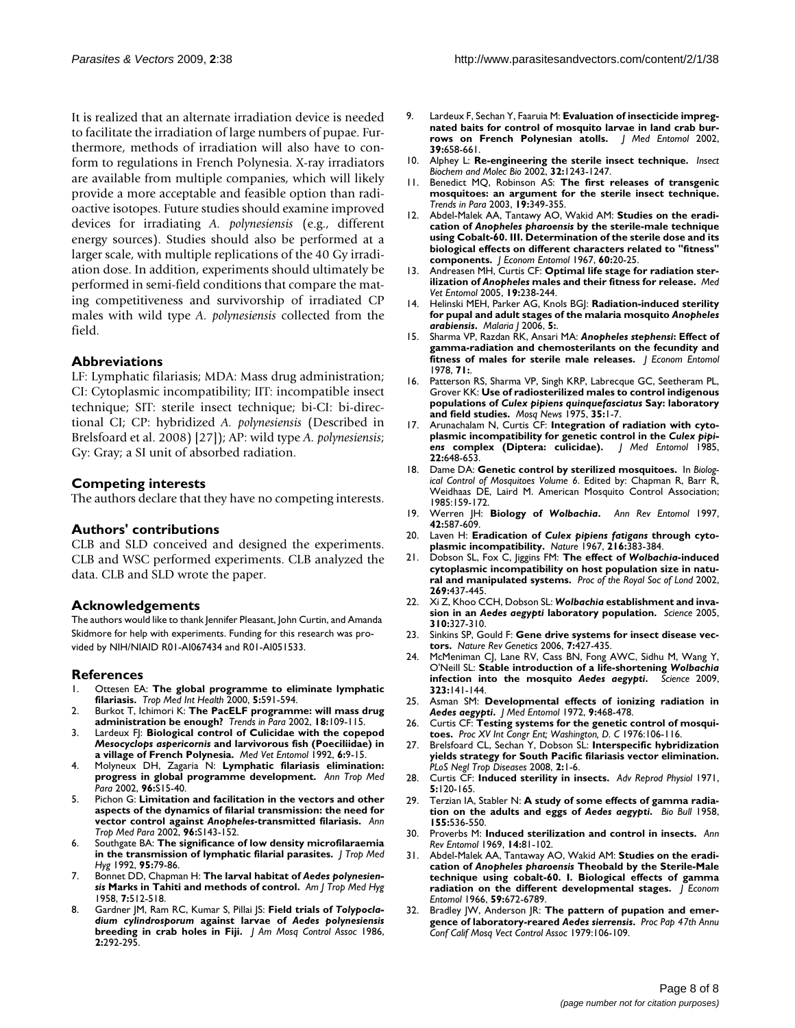It is realized that an alternate irradiation device is needed to facilitate the irradiation of large numbers of pupae. Furthermore, methods of irradiation will also have to conform to regulations in French Polynesia. X-ray irradiators are available from multiple companies, which will likely provide a more acceptable and feasible option than radioactive isotopes. Future studies should examine improved devices for irradiating *A. polynesiensis* (e.g., different energy sources). Studies should also be performed at a larger scale, with multiple replications of the 40 Gy irradiation dose. In addition, experiments should ultimately be performed in semi-field conditions that compare the mating competitiveness and survivorship of irradiated CP males with wild type *A. polynesiensis* collected from the field.

## Abbreviations

LF: Lymphatic filariasis; MDA: Mass drug administration; CI: Cytoplasmic incompatibility; IIT: incompatible insect technique; SIT: sterile insect technique; bi-CI: bi-directional CI; CP: hybridized *A. polynesiensis* (Described in Brelsfoard et al. 2008) [27]); AP: wild type *A. polynesiensis*; Gy: Gray; a SI unit of absorbed radiation.

## Competing interests

The authors declare that they have no competing interests.

## Authors' contributions

CLB and SLD conceived and designed the experiments. CLB and WSC performed experiments. CLB analyzed the data. CLB and SLD wrote the paper.

## Acknowledgements

The authors would like to thank Jennifer Pleasant, John Curtin, and Amanda Skidmore for help with experiments. Funding for this research was provided by NIH/NIAID R01-AI067434 and R01-AI051533.

## References

1. Ottesen EA: **The global programme to eliminate lymphatic filariasis.** *Trop Med Int Health* 2000, **5:**591-594.
2. Burkot T, Ichimori K: **The PacELF programme: will mass drug administration be enough?** *Trends in Para* 2002, **18:**109-115.
3. Lardeux FJ: **Biological control of Culicidae with the copepod *Mesocyclops aspericornis* and larvivorous fish (Poeciliidae) in a village of French Polynesia.** *Med Vet Entomol* 1992, **6:**9-15.
4. Molyneux DH, Zagaria N: **Lymphatic filariasis elimination: progress in global programme development.** *Ann Trop Med Para* 2002, **96:**S15-40.
5. Pichon G: **Limitation and facilitation in the vectors and other aspects of the dynamics of filarial transmission: the need for vector control against *Anopheles*-transmitted filariasis.** *Ann Trop Med Para* 2002, **96:**S143-152.
6. Southgate BA: **The significance of low density microfilaraemia in the transmission of lymphatic filarial parasites.** *J Trop Med Hyg* 1992, **95:**79-86.
7. Bonnet DD, Chapman H: **The larval habitat of *Aedes polynesiensis* Marks in Tahiti and methods of control.** *Am J Trop Med Hyg* 1958, **7:**512-518.
8. Gardner JM, Ram RC, Kumar S, Pillai JS: **Field trials of *Tolypocladium cylindrosporum* against larvae of *Aedes polynesiensis* breeding in crab holes in Fiji.** *J Am Mosq Control Assoc* 1986, **2:**292-295.
9. Lardeux F, Sechan Y, Faaruia M: **Evaluation of insecticide impregnated baits for control of mosquito larvae in land crab burrows on French Polynesian atolls.** *J Med Entomol* 2002, **39:**658-661.
10. Alphey L: **Re-engineering the sterile insect technique.** *Insect Biochem and Molec Bio* 2002, **32:**1243-1247.
11. Benedict MQ, Robinson AS: **The first releases of transgenic mosquitoes: an argument for the sterile insect technique.** *Trends in Para* 2003, **19:**349-355.
12. Abdel-Malek AA, Tantawy AO, Wakid AM: **Studies on the eradication of *Anopheles pharoensis* by the sterile-male technique using Cobalt-60. III. Determination of the sterile dose and its biological effects on different characters related to "fitness" components.** *J Econom Entomol* 1967, **60:**20-25.
13. Andreasen MH, Curtis CF: **Optimal life stage for radiation sterilization of *Anopheles* males and their fitness for release.** *Med Vet Entomol* 2005, **19:**238-244.
14. Helinski MEH, Parker AG, Knols BGJ: **Radiation-induced sterility for pupal and adult stages of the malaria mosquito *Anopheles arabiensis*.** *Malaria J* 2006, **5:**.
15. Sharma VP, Razdan RK, Ansari MA: ***Anopheles stephensi*: Effect of gamma-radiation and chemosterilants on the fecundity and fitness of males for sterile male releases.** *J Econom Entomol* 1978, **71:**.
16. Patterson RS, Sharma VP, Singh KRP, Labrecque GC, Seetheram PL, Grover KK: **Use of radiosterilized males to control indigenous populations of *Culex pipiens quinquefasciatus* Say: laboratory and field studies.** *Mosq News* 1975, **35:**1-7.
17. Arunachalam N, Curtis CF: **Integration of radiation with cytoplasmic incompatibility for genetic control in the *Culex pipiens* complex (Diptera: culicidae).** *J Med Entomol* 1985, **22:**648-653.
18. Dame DA: **Genetic control by sterilized mosquitoes.** In *Biological Control of Mosquitoes Volume 6*. Edited by: Chapman R, Barr R, Weidhaas DE, Laird M. American Mosquito Control Association; 1985:159-172.
19. Werren JH: **Biology of *Wolbachia*.** *Ann Rev Entomol* 1997, **42:**587-609.
20. Laven H: **Eradication of *Culex pipiens fatigans* through cytoplasmic incompatibility.** *Nature* 1967, **216:**383-384.
21. Dobson SL, Fox C, Jiggins FM: **The effect of *Wolbachia*-induced cytoplasmic incompatibility on host population size in natural and manipulated systems.** *Proc of the Royal Soc of Lond* 2002, **269:**437-445.
22. Xi Z, Khoo CCH, Dobson SL: ***Wolbachia* establishment and invasion in an *Aedes aegypti* laboratory population.** *Science* 2005, **310:**327-310.
23. Sinkins SP, Gould F: **Gene drive systems for insect disease vectors.** *Nature Rev Genetics* 2006, **7:**427-435.
24. McMeniman CJ, Lane RV, Cass BN, Fong AWC, Sidhu M, Wang Y, O'Neill SL: **Stable introduction of a life-shortening *Wolbachia* infection into the mosquito *Aedes aegypti*.** *Science* 2009, **323:**141-144.
25. Asman SM: **Developmental effects of ionizing radiation in *Aedes aegypti*.** *J Med Entomol* 1972, **9:**468-478.
26. Curtis CF: **Testing systems for the genetic control of mosquitoes.** *Proc XV Int Congr Ent; Washington, D. C* 1976:106-116.
27. Brelsfoard CL, Sechan Y, Dobson SL: **Interspecific hybridization yields strategy for South Pacific filariasis vector elimination.** *PLoS Negl Trop Diseases* 2008, **2:**1-6.
28. Curtis CF: **Induced sterility in insects.** *Adv Reprod Physiol* 1971, **5:**120-165.
29. Terzian IA, Stabler N: **A study of some effects of gamma radiation on the adults and eggs of *Aedes aegypti*.** *Bio Bull* 1958, **155:**536-550.
30. Proverbs M: **Induced sterilization and control in insects.** *Ann Rev Entomol* 1969, **14:**81-102.
31. Abdel-Malek AA, Tantaway AO, Wakid AM: **Studies on the eradication of *Anopheles pharoensis* Theobald by the Sterile-Male technique using cobalt-60. I. Biological effects of gamma radiation on the different developmental stages.** *J Econom Entomol* 1966, **59:**672-6789.
32. Bradley JW, Anderson JR: **The pattern of pupation and emergence of laboratory-reared *Aedes sierrensis*.** *Proc Pap 47th Annu Conf Calif Mosq Vect Control Assoc* 1979:106-109.